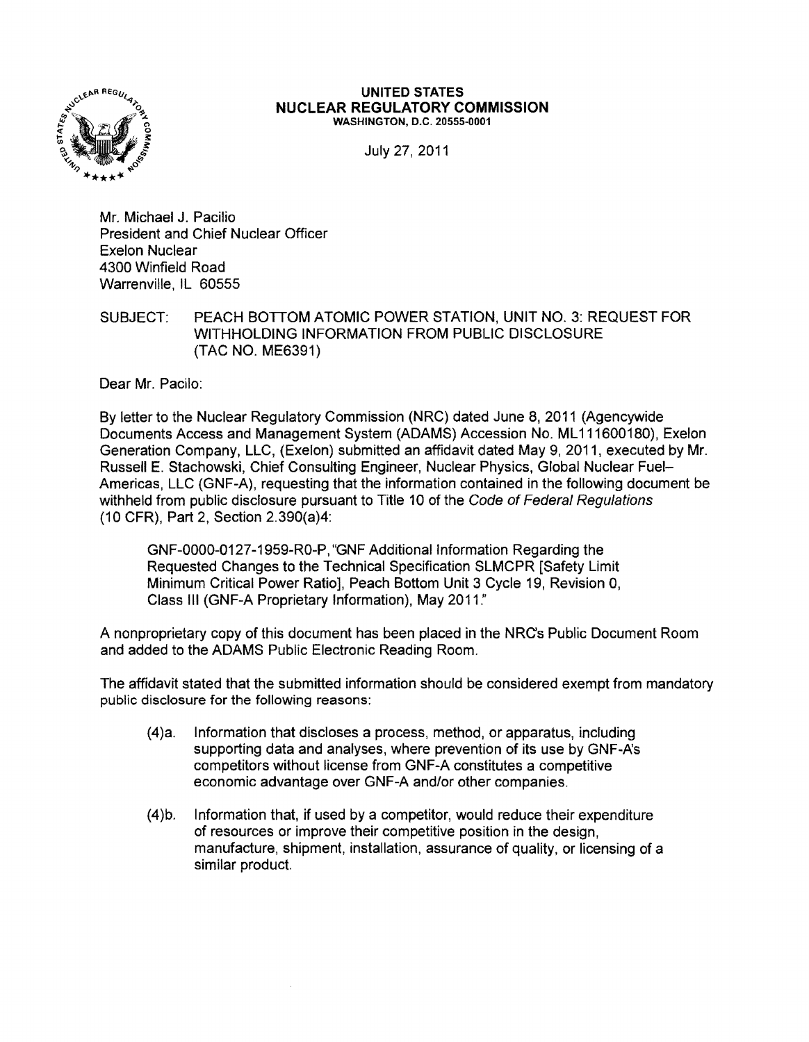**UNITED STATES**
**NUCLEAR REGULATORY COMMISSION**
WASHINGTON, D.C. 20555-0001

July 27, 2011

Mr. Michael J. Pacilio
President and Chief Nuclear Officer
Exelon Nuclear
4300 Winfield Road
Warrenville, IL 60555

SUBJECT: PEACH BOTTOM ATOMIC POWER STATION, UNIT NO. 3: REQUEST FOR WITHHOLDING INFORMATION FROM PUBLIC DISCLOSURE (TAC NO. ME6391)

Dear Mr. Pacilo:

By letter to the Nuclear Regulatory Commission (NRC) dated June 8, 2011 (Agencywide Documents Access and Management System (ADAMS) Accession No. ML111600180), Exelon Generation Company, LLC, (Exelon) submitted an affidavit dated May 9, 2011, executed by Mr. Russell E. Stachowski, Chief Consulting Engineer, Nuclear Physics, Global Nuclear Fuel–Americas, LLC (GNF-A), requesting that the information contained in the following document be withheld from public disclosure pursuant to Title 10 of the *Code of Federal Regulations* (10 CFR), Part 2, Section 2.390(a)4:

> GNF-0000-0127-1959-R0-P, "GNF Additional Information Regarding the Requested Changes to the Technical Specification SLMCPR [Safety Limit Minimum Critical Power Ratio], Peach Bottom Unit 3 Cycle 19, Revision 0, Class III (GNF-A Proprietary Information), May 2011."

A nonproprietary copy of this document has been placed in the NRC's Public Document Room and added to the ADAMS Public Electronic Reading Room.

The affidavit stated that the submitted information should be considered exempt from mandatory public disclosure for the following reasons:

(4)a. Information that discloses a process, method, or apparatus, including supporting data and analyses, where prevention of its use by GNF-A's competitors without license from GNF-A constitutes a competitive economic advantage over GNF-A and/or other companies.

(4)b. Information that, if used by a competitor, would reduce their expenditure of resources or improve their competitive position in the design, manufacture, shipment, installation, assurance of quality, or licensing of a similar product.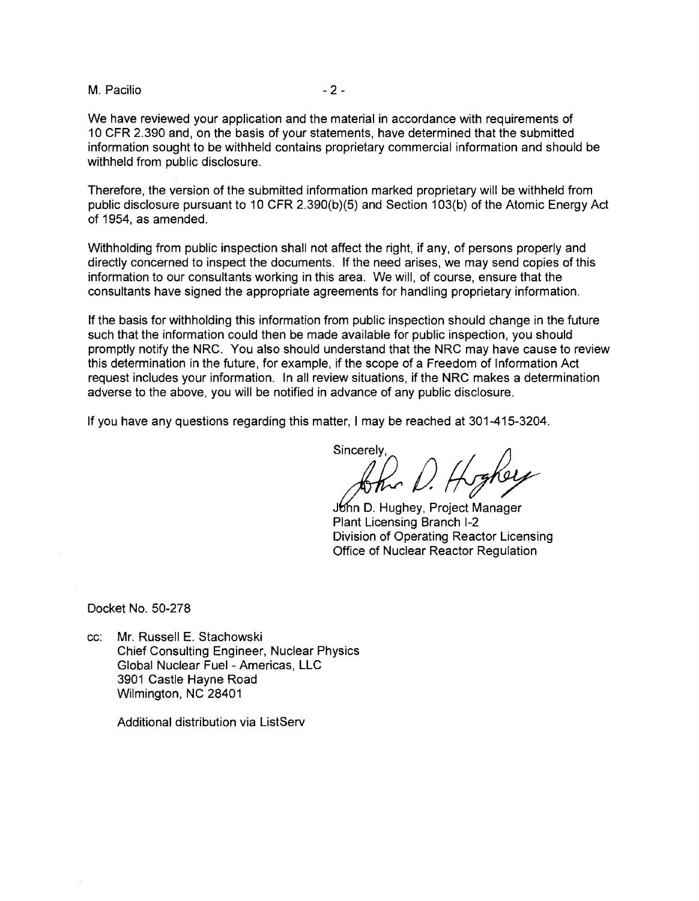We have reviewed your application and the material in accordance with requirements of 10 CFR 2.390 and, on the basis of your statements, have determined that the submitted information sought to be withheld contains proprietary commercial information and should be withheld from public disclosure.

Therefore, the version of the submitted information marked proprietary will be withheld from public disclosure pursuant to 10 CFR 2.390(b)(5) and Section 103(b) of the Atomic Energy Act of 1954, as amended.

Withholding from public inspection shall not affect the right, if any, of persons properly and directly concerned to inspect the documents. If the need arises, we may send copies of this information to our consultants working in this area. We will, of course, ensure that the consultants have signed the appropriate agreements for handling proprietary information.

If the basis for withholding this information from public inspection should change in the future such that the information could then be made available for public inspection, you should promptly notify the NRC. You also should understand that the NRC may have cause to review this determination in the future, for example, if the scope of a Freedom of Information Act request includes your information. In all review situations, if the NRC makes a determination adverse to the above, you will be notified in advance of any public disclosure.

If you have any questions regarding this matter, I may be reached at 301-415-3204.

Sincerely,

John D. Hughey, Project Manager
Plant Licensing Branch I-2
Division of Operating Reactor Licensing
Office of Nuclear Reactor Regulation

Docket No. 50-278

cc: Mr. Russell E. Stachowski
Chief Consulting Engineer, Nuclear Physics
Global Nuclear Fuel - Americas, LLC
3901 Castle Hayne Road
Wilmington, NC 28401

Additional distribution via ListServ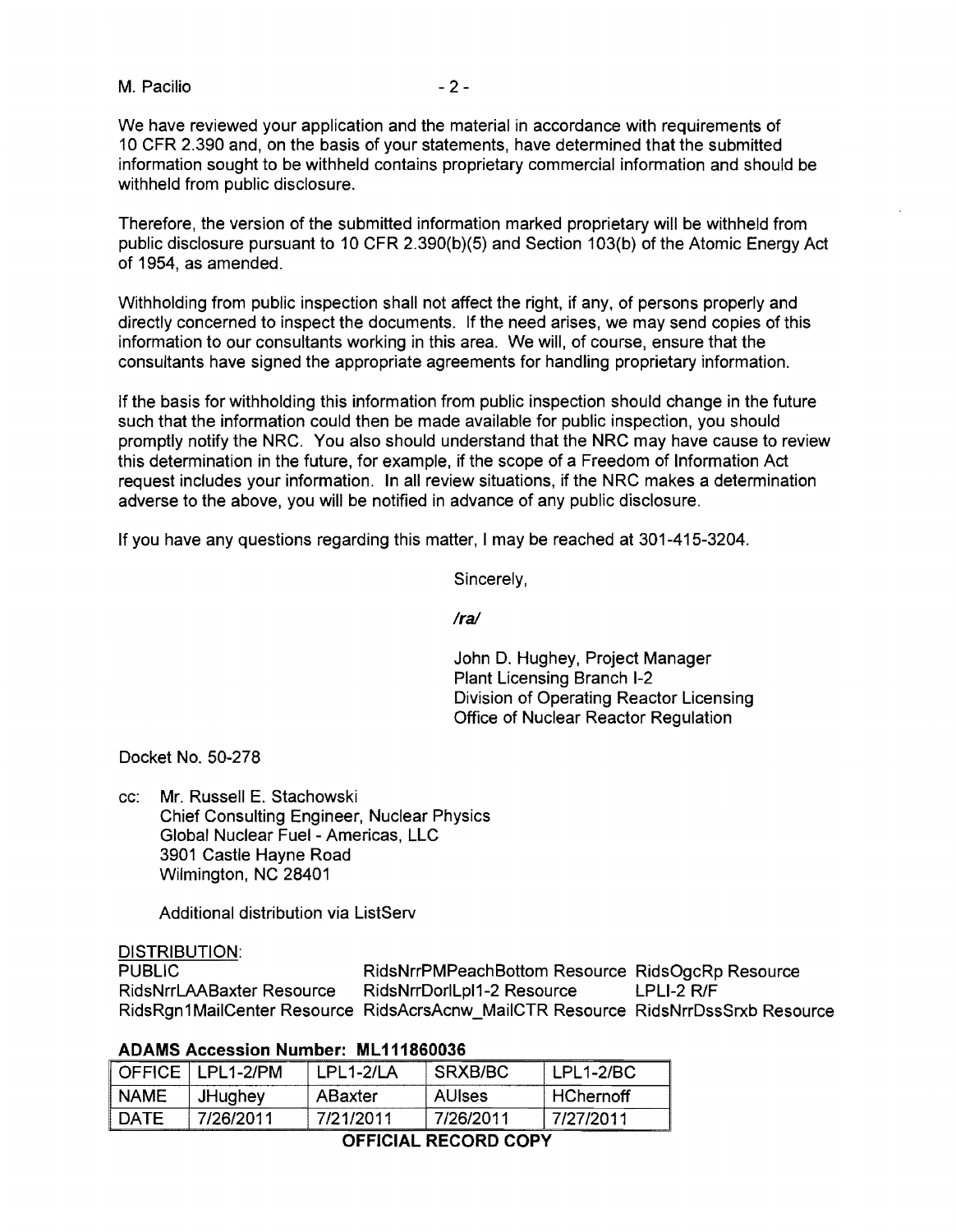We have reviewed your application and the material in accordance with requirements of 10 CFR 2.390 and, on the basis of your statements, have determined that the submitted information sought to be withheld contains proprietary commercial information and should be withheld from public disclosure.

Therefore, the version of the submitted information marked proprietary will be withheld from public disclosure pursuant to 10 CFR 2.390(b)(5) and Section 103(b) of the Atomic Energy Act of 1954, as amended.

Withholding from public inspection shall not affect the right, if any, of persons properly and directly concerned to inspect the documents. If the need arises, we may send copies of this information to our consultants working in this area. We will, of course, ensure that the consultants have signed the appropriate agreements for handling proprietary information.

If the basis for withholding this information from public inspection should change in the future such that the information could then be made available for public inspection, you should promptly notify the NRC. You also should understand that the NRC may have cause to review this determination in the future, for example, if the scope of a Freedom of Information Act request includes your information. In all review situations, if the NRC makes a determination adverse to the above, you will be notified in advance of any public disclosure.

If you have any questions regarding this matter, I may be reached at 301-415-3204.

Sincerely,

*/ra/*

John D. Hughey, Project Manager
Plant Licensing Branch I-2
Division of Operating Reactor Licensing
Office of Nuclear Reactor Regulation

Docket No. 50-278

cc: Mr. Russell E. Stachowski
Chief Consulting Engineer, Nuclear Physics
Global Nuclear Fuel - Americas, LLC
3901 Castle Hayne Road
Wilmington, NC 28401

Additional distribution via ListServ

DISTRIBUTION:
PUBLIC
RidsNrrPMPeachBottom Resource
RidsOgcRp Resource
RidsNrrLAABaxter Resource
RidsNrrDorlLpl1-2 Resource
LPLI-2 R/F
RidsRgn1MailCenter Resource
RidsAcrsAcnw_MailCTR Resource
RidsNrrDssSrxb Resource

**ADAMS Accession Number: ML111860036**

| OFFICE | LPL1-2/PM | LPL1-2/LA | SRXB/BC | LPL1-2/BC |
|---|---|---|---|---|
| NAME | JHughey | ABaxter | AUlses | HChernoff |
| DATE | 7/26/2011 | 7/21/2011 | 7/26/2011 | 7/27/2011 |

**OFFICIAL RECORD COPY**